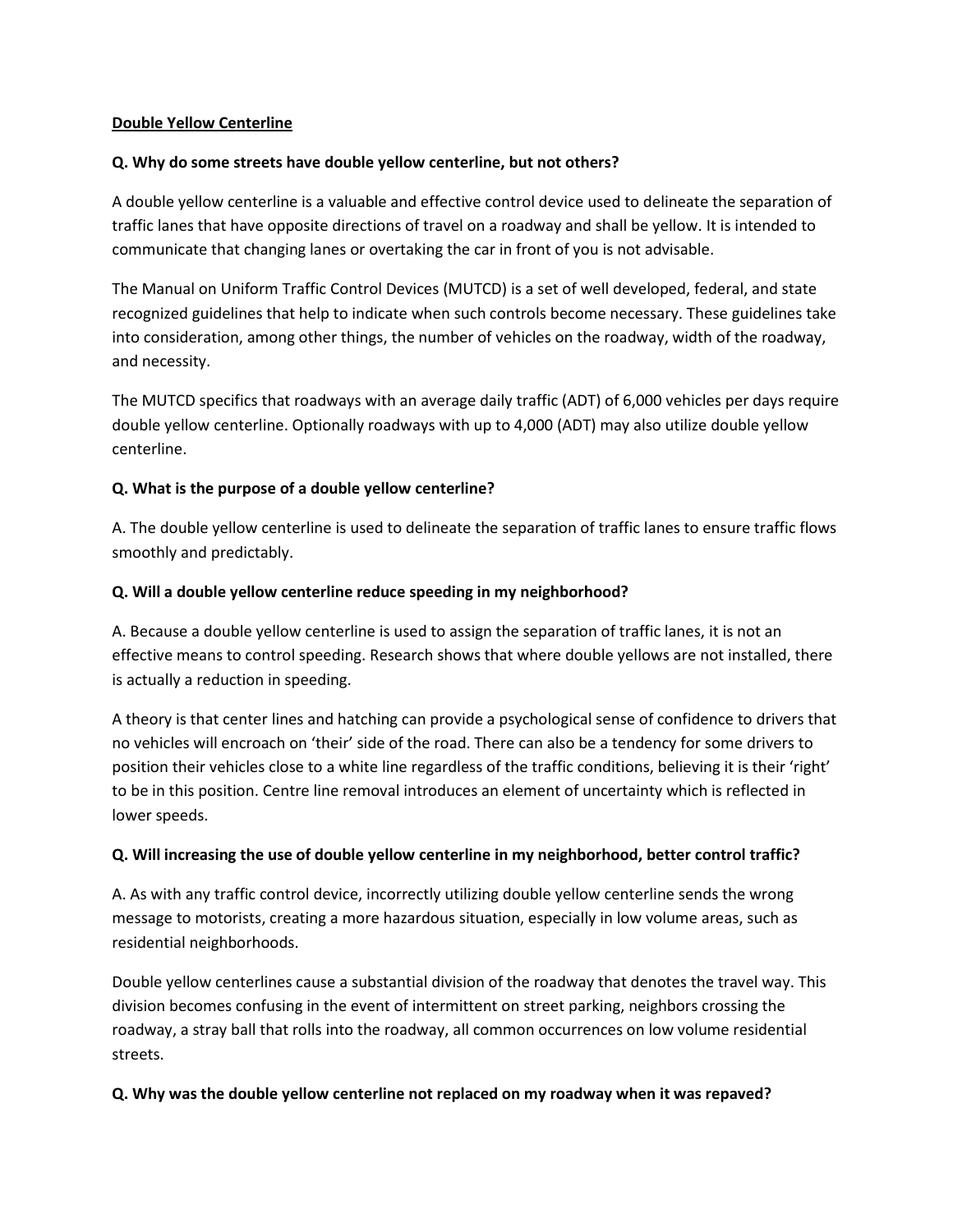**Double Yellow Centerline**

**Q. Why do some streets have double yellow centerline, but not others?**

A double yellow centerline is a valuable and effective control device used to delineate the separation of traffic lanes that have opposite directions of travel on a roadway and shall be yellow. It is intended to communicate that changing lanes or overtaking the car in front of you is not advisable.

The Manual on Uniform Traffic Control Devices (MUTCD) is a set of well developed, federal, and state recognized guidelines that help to indicate when such controls become necessary. These guidelines take into consideration, among other things, the number of vehicles on the roadway, width of the roadway, and necessity.

The MUTCD specifics that roadways with an average daily traffic (ADT) of 6,000 vehicles per days require double yellow centerline. Optionally roadways with up to 4,000 (ADT) may also utilize double yellow centerline.

**Q. What is the purpose of a double yellow centerline?**

A. The double yellow centerline is used to delineate the separation of traffic lanes to ensure traffic flows smoothly and predictably.

**Q. Will a double yellow centerline reduce speeding in my neighborhood?**

A. Because a double yellow centerline is used to assign the separation of traffic lanes, it is not an effective means to control speeding. Research shows that where double yellows are not installed, there is actually a reduction in speeding.

A theory is that center lines and hatching can provide a psychological sense of confidence to drivers that no vehicles will encroach on 'their' side of the road. There can also be a tendency for some drivers to position their vehicles close to a white line regardless of the traffic conditions, believing it is their 'right' to be in this position. Centre line removal introduces an element of uncertainty which is reflected in lower speeds.

**Q. Will increasing the use of double yellow centerline in my neighborhood, better control traffic?**

A. As with any traffic control device, incorrectly utilizing double yellow centerline sends the wrong message to motorists, creating a more hazardous situation, especially in low volume areas, such as residential neighborhoods.

Double yellow centerlines cause a substantial division of the roadway that denotes the travel way. This division becomes confusing in the event of intermittent on street parking, neighbors crossing the roadway, a stray ball that rolls into the roadway, all common occurrences on low volume residential streets.

**Q. Why was the double yellow centerline not replaced on my roadway when it was repaved?**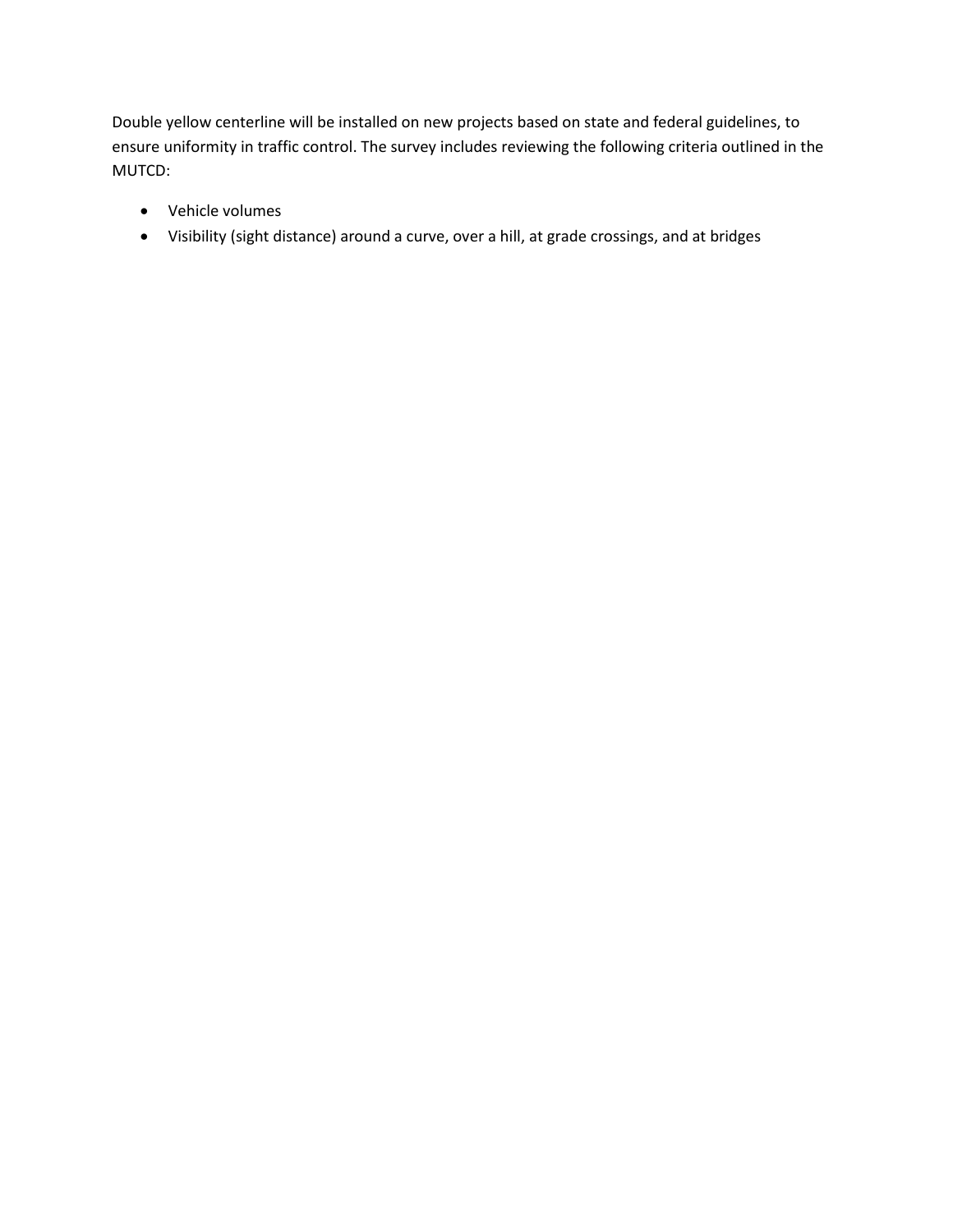Double yellow centerline will be installed on new projects based on state and federal guidelines, to ensure uniformity in traffic control. The survey includes reviewing the following criteria outlined in the MUTCD:

- Vehicle volumes
- Visibility (sight distance) around a curve, over a hill, at grade crossings, and at bridges